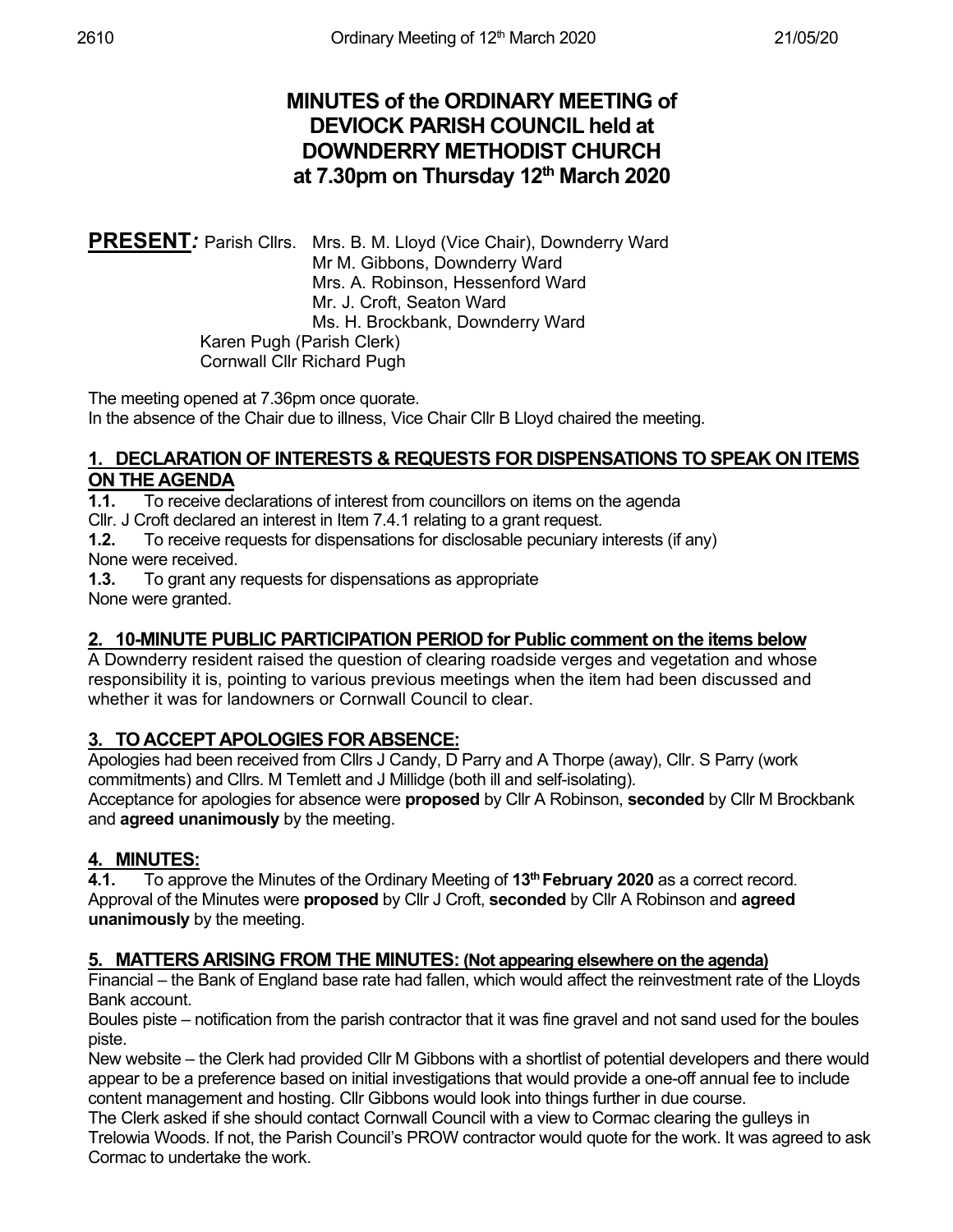# MINUTES of the ORDINARY MEETING of DEVIOCK PARISH COUNCIL held at DOWNDERRY METHODIST CHURCH at 7.30pm on Thursday 12th March 2020

**PRESENT:** Parish Cllrs. Mrs. B. M. Lloyd (Vice Chair), Downderry Ward
Mr M. Gibbons, Downderry Ward
Mrs. A. Robinson, Hessenford Ward
Mr. J. Croft, Seaton Ward
Ms. H. Brockbank, Downderry Ward
Karen Pugh (Parish Clerk)
Cornwall Cllr Richard Pugh

The meeting opened at 7.36pm once quorate.
In the absence of the Chair due to illness, Vice Chair Cllr B Lloyd chaired the meeting.

## 1. DECLARATION OF INTERESTS & REQUESTS FOR DISPENSATIONS TO SPEAK ON ITEMS ON THE AGENDA

**1.1.** To receive declarations of interest from councillors on items on the agenda
Cllr. J Croft declared an interest in Item 7.4.1 relating to a grant request.

**1.2.** To receive requests for dispensations for disclosable pecuniary interests (if any)
None were received.

**1.3.** To grant any requests for dispensations as appropriate
None were granted.

## 2. 10-MINUTE PUBLIC PARTICIPATION PERIOD for Public comment on the items below

A Downderry resident raised the question of clearing roadside verges and vegetation and whose responsibility it is, pointing to various previous meetings when the item had been discussed and whether it was for landowners or Cornwall Council to clear.

## 3. TO ACCEPT APOLOGIES FOR ABSENCE:

Apologies had been received from Cllrs J Candy, D Parry and A Thorpe (away), Cllr. S Parry (work commitments) and Cllrs. M Temlett and J Millidge (both ill and self-isolating).
Acceptance for apologies for absence were **proposed** by Cllr A Robinson, **seconded** by Cllr M Brockbank and **agreed unanimously** by the meeting.

## 4. MINUTES:

**4.1.** To approve the Minutes of the Ordinary Meeting of **13th February 2020** as a correct record.
Approval of the Minutes were **proposed** by Cllr J Croft, **seconded** by Cllr A Robinson and **agreed unanimously** by the meeting.

## 5. MATTERS ARISING FROM THE MINUTES: (Not appearing elsewhere on the agenda)

Financial – the Bank of England base rate had fallen, which would affect the reinvestment rate of the Lloyds Bank account.

Boules piste – notification from the parish contractor that it was fine gravel and not sand used for the boules piste.

New website – the Clerk had provided Cllr M Gibbons with a shortlist of potential developers and there would appear to be a preference based on initial investigations that would provide a one-off annual fee to include content management and hosting. Cllr Gibbons would look into things further in due course.

The Clerk asked if she should contact Cornwall Council with a view to Cormac clearing the gulleys in Trelowia Woods. If not, the Parish Council's PROW contractor would quote for the work. It was agreed to ask Cormac to undertake the work.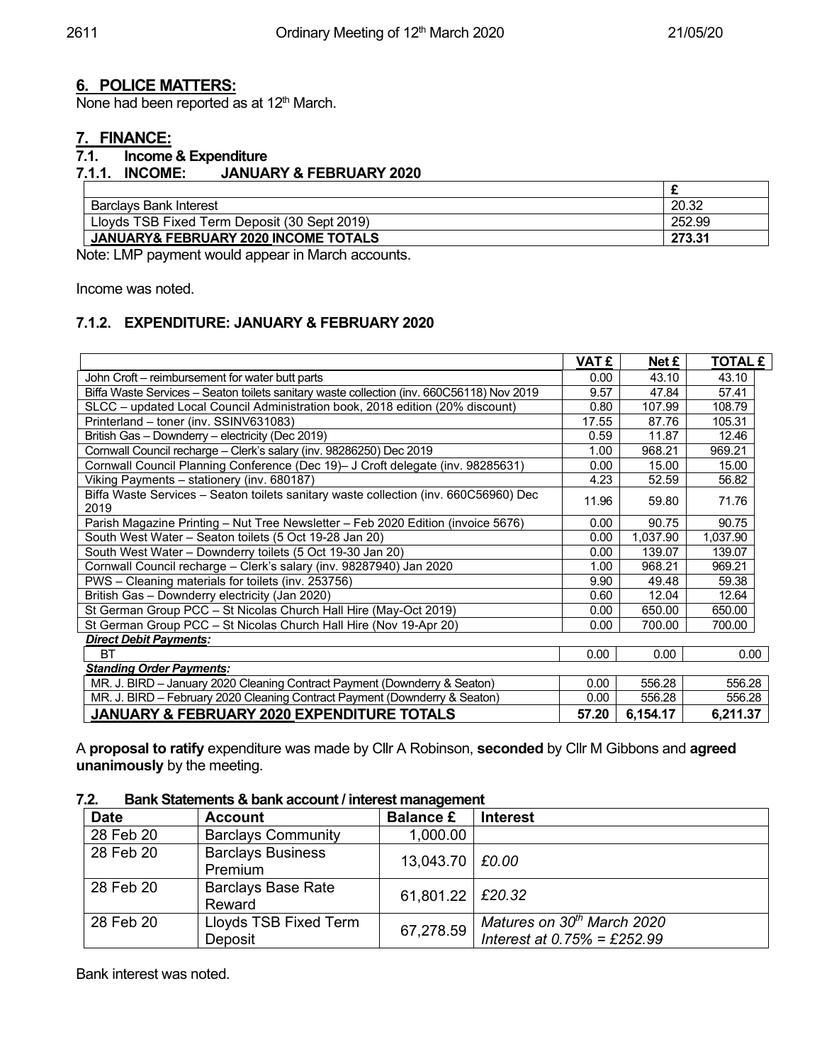## 6. POLICE MATTERS:

None had been reported as at 12th March.

## 7. FINANCE:

### 7.1. Income & Expenditure

### 7.1.1. INCOME: JANUARY & FEBRUARY 2020

| | £ |
|---|---|
| Barclays Bank Interest | 20.32 |
| Lloyds TSB Fixed Term Deposit (30 Sept 2019) | 252.99 |
| **JANUARY& FEBRUARY 2020 INCOME TOTALS** | **273.31** |

Note: LMP payment would appear in March accounts.

Income was noted.

### 7.1.2. EXPENDITURE: JANUARY & FEBRUARY 2020

| | VAT £ | Net £ | TOTAL £ |
|---|---|---|---|
| John Croft – reimbursement for water butt parts | 0.00 | 43.10 | 43.10 |
| Biffa Waste Services – Seaton toilets sanitary waste collection (inv. 660C56118) Nov 2019 | 9.57 | 47.84 | 57.41 |
| SLCC – updated Local Council Administration book, 2018 edition (20% discount) | 0.80 | 107.99 | 108.79 |
| Printerland – toner (inv. SSINV631083) | 17.55 | 87.76 | 105.31 |
| British Gas – Downderry – electricity (Dec 2019) | 0.59 | 11.87 | 12.46 |
| Cornwall Council recharge – Clerk's salary (inv. 98286250) Dec 2019 | 1.00 | 968.21 | 969.21 |
| Cornwall Council Planning Conference (Dec 19)– J Croft delegate (inv. 98285631) | 0.00 | 15.00 | 15.00 |
| Viking Payments – stationery (inv. 680187) | 4.23 | 52.59 | 56.82 |
| Biffa Waste Services – Seaton toilets sanitary waste collection (inv. 660C56960) Dec 2019 | 11.96 | 59.80 | 71.76 |
| Parish Magazine Printing – Nut Tree Newsletter – Feb 2020 Edition (invoice 5676) | 0.00 | 90.75 | 90.75 |
| South West Water – Seaton toilets (5 Oct 19-28 Jan 20) | 0.00 | 1,037.90 | 1,037.90 |
| South West Water – Downderry toilets (5 Oct 19-30 Jan 20) | 0.00 | 139.07 | 139.07 |
| Cornwall Council recharge – Clerk's salary (inv. 98287940) Jan 2020 | 1.00 | 968.21 | 969.21 |
| PWS – Cleaning materials for toilets (inv. 253756) | 9.90 | 49.48 | 59.38 |
| British Gas – Downderry electricity (Jan 2020) | 0.60 | 12.04 | 12.64 |
| St German Group PCC – St Nicolas Church Hall Hire (May-Oct 2019) | 0.00 | 650.00 | 650.00 |
| St German Group PCC – St Nicolas Church Hall Hire (Nov 19-Apr 20) | 0.00 | 700.00 | 700.00 |
| ***Direct Debit Payments:*** | | | |
| BT | 0.00 | 0.00 | 0.00 |
| ***Standing Order Payments:*** | | | |
| MR. J. BIRD – January 2020 Cleaning Contract Payment (Downderry & Seaton) | 0.00 | 556.28 | 556.28 |
| MR. J. BIRD – February 2020 Cleaning Contract Payment (Downderry & Seaton) | 0.00 | 556.28 | 556.28 |
| **JANUARY & FEBRUARY 2020 EXPENDITURE TOTALS** | **57.20** | **6,154.17** | **6,211.37** |

A **proposal to ratify** expenditure was made by Cllr A Robinson, **seconded** by Cllr M Gibbons and **agreed unanimously** by the meeting.

### 7.2. Bank Statements & bank account / interest management

| Date | Account | Balance £ | Interest |
|---|---|---|---|
| 28 Feb 20 | Barclays Community | 1,000.00 | |
| 28 Feb 20 | Barclays Business Premium | 13,043.70 | *£0.00* |
| 28 Feb 20 | Barclays Base Rate Reward | 61,801.22 | *£20.32* |
| 28 Feb 20 | Lloyds TSB Fixed Term Deposit | 67,278.59 | *Matures on 30th March 2020 Interest at 0.75% = £252.99* |

Bank interest was noted.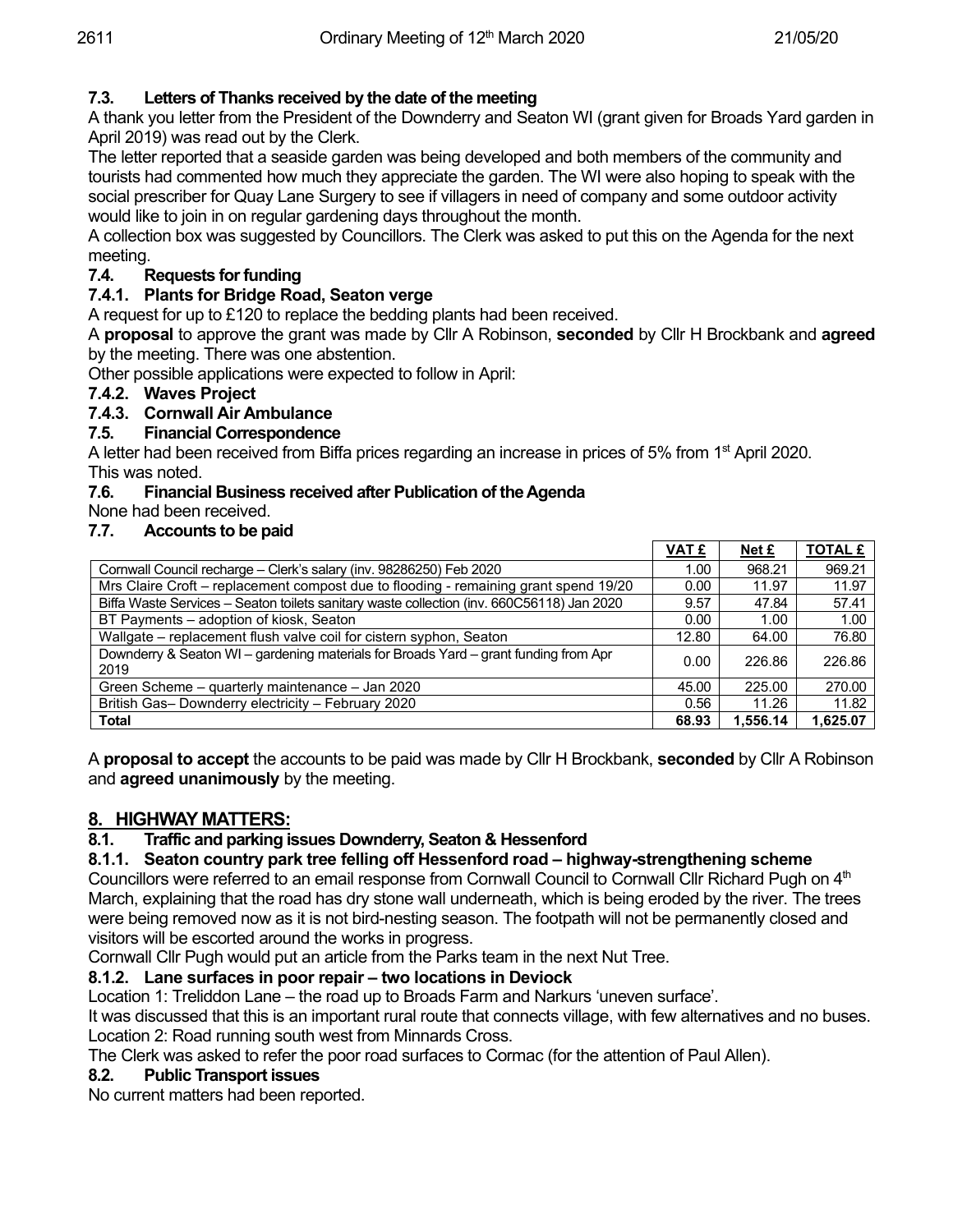### 7.3. Letters of Thanks received by the date of the meeting

A thank you letter from the President of the Downderry and Seaton WI (grant given for Broads Yard garden in April 2019) was read out by the Clerk.

The letter reported that a seaside garden was being developed and both members of the community and tourists had commented how much they appreciate the garden. The WI were also hoping to speak with the social prescriber for Quay Lane Surgery to see if villagers in need of company and some outdoor activity would like to join in on regular gardening days throughout the month.

A collection box was suggested by Councillors. The Clerk was asked to put this on the Agenda for the next meeting.

### 7.4. Requests for funding

#### 7.4.1. Plants for Bridge Road, Seaton verge

A request for up to £120 to replace the bedding plants had been received.

A **proposal** to approve the grant was made by Cllr A Robinson, **seconded** by Cllr H Brockbank and **agreed** by the meeting. There was one abstention.

Other possible applications were expected to follow in April:

#### 7.4.2. Waves Project

#### 7.4.3. Cornwall Air Ambulance

### 7.5. Financial Correspondence

A letter had been received from Biffa prices regarding an increase in prices of 5% from 1st April 2020. This was noted.

### 7.6. Financial Business received after Publication of the Agenda

None had been received.

### 7.7. Accounts to be paid

| | VAT £ | Net £ | TOTAL £ |
|---|---|---|---|
| Cornwall Council recharge – Clerk's salary (inv. 98286250) Feb 2020 | 1.00 | 968.21 | 969.21 |
| Mrs Claire Croft – replacement compost due to flooding - remaining grant spend 19/20 | 0.00 | 11.97 | 11.97 |
| Biffa Waste Services – Seaton toilets sanitary waste collection (inv. 660C56118) Jan 2020 | 9.57 | 47.84 | 57.41 |
| BT Payments – adoption of kiosk, Seaton | 0.00 | 1.00 | 1.00 |
| Wallgate – replacement flush valve coil for cistern syphon, Seaton | 12.80 | 64.00 | 76.80 |
| Downderry & Seaton WI – gardening materials for Broads Yard – grant funding from Apr 2019 | 0.00 | 226.86 | 226.86 |
| Green Scheme – quarterly maintenance – Jan 2020 | 45.00 | 225.00 | 270.00 |
| British Gas– Downderry electricity – February 2020 | 0.56 | 11.26 | 11.82 |
| **Total** | **68.93** | **1,556.14** | **1,625.07** |

A **proposal to accept** the accounts to be paid was made by Cllr H Brockbank, **seconded** by Cllr A Robinson and **agreed unanimously** by the meeting.

## 8. HIGHWAY MATTERS:

### 8.1. Traffic and parking issues Downderry, Seaton & Hessenford

#### 8.1.1. Seaton country park tree felling off Hessenford road – highway-strengthening scheme

Councillors were referred to an email response from Cornwall Council to Cornwall Cllr Richard Pugh on 4th March, explaining that the road has dry stone wall underneath, which is being eroded by the river. The trees were being removed now as it is not bird-nesting season. The footpath will not be permanently closed and visitors will be escorted around the works in progress.

Cornwall Cllr Pugh would put an article from the Parks team in the next Nut Tree.

#### 8.1.2. Lane surfaces in poor repair – two locations in Deviock

Location 1: Treliddon Lane – the road up to Broads Farm and Narkurs 'uneven surface'.

It was discussed that this is an important rural route that connects village, with few alternatives and no buses.

Location 2: Road running south west from Minnards Cross.

The Clerk was asked to refer the poor road surfaces to Cormac (for the attention of Paul Allen).

### 8.2. Public Transport issues

No current matters had been reported.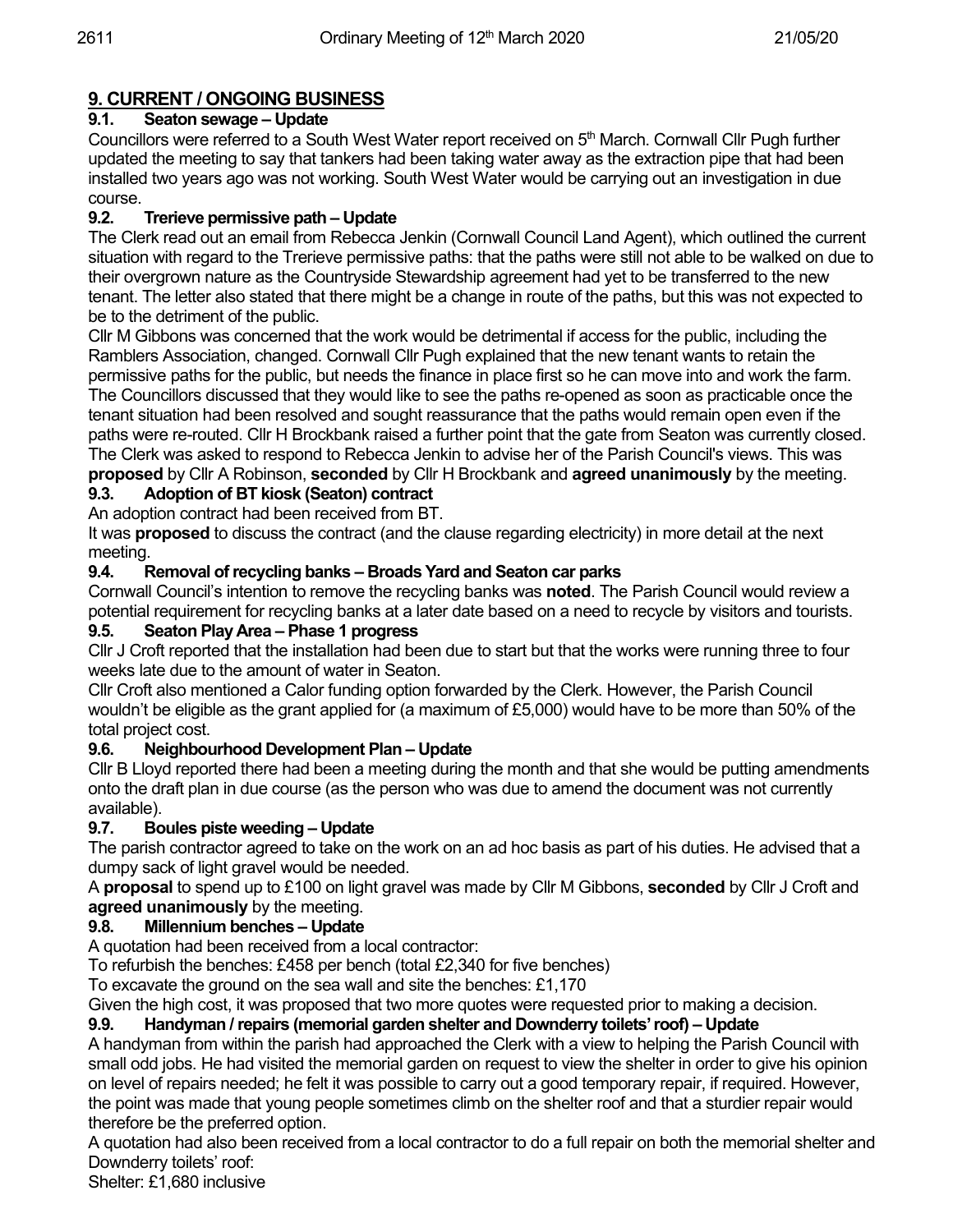## 9. CURRENT / ONGOING BUSINESS

### 9.1. Seaton sewage – Update

Councillors were referred to a South West Water report received on 5th March. Cornwall Cllr Pugh further updated the meeting to say that tankers had been taking water away as the extraction pipe that had been installed two years ago was not working. South West Water would be carrying out an investigation in due course.

### 9.2. Trerieve permissive path – Update

The Clerk read out an email from Rebecca Jenkin (Cornwall Council Land Agent), which outlined the current situation with regard to the Trerieve permissive paths: that the paths were still not able to be walked on due to their overgrown nature as the Countryside Stewardship agreement had yet to be transferred to the new tenant. The letter also stated that there might be a change in route of the paths, but this was not expected to be to the detriment of the public.

Cllr M Gibbons was concerned that the work would be detrimental if access for the public, including the Ramblers Association, changed. Cornwall Cllr Pugh explained that the new tenant wants to retain the permissive paths for the public, but needs the finance in place first so he can move into and work the farm. The Councillors discussed that they would like to see the paths re-opened as soon as practicable once the tenant situation had been resolved and sought reassurance that the paths would remain open even if the paths were re-routed. Cllr H Brockbank raised a further point that the gate from Seaton was currently closed. The Clerk was asked to respond to Rebecca Jenkin to advise her of the Parish Council's views. This was **proposed** by Cllr A Robinson, **seconded** by Cllr H Brockbank and **agreed unanimously** by the meeting.

### 9.3. Adoption of BT kiosk (Seaton) contract

An adoption contract had been received from BT.

It was **proposed** to discuss the contract (and the clause regarding electricity) in more detail at the next meeting.

### 9.4. Removal of recycling banks – Broads Yard and Seaton car parks

Cornwall Council's intention to remove the recycling banks was **noted**. The Parish Council would review a potential requirement for recycling banks at a later date based on a need to recycle by visitors and tourists.

### 9.5. Seaton Play Area – Phase 1 progress

Cllr J Croft reported that the installation had been due to start but that the works were running three to four weeks late due to the amount of water in Seaton.

Cllr Croft also mentioned a Calor funding option forwarded by the Clerk. However, the Parish Council wouldn't be eligible as the grant applied for (a maximum of £5,000) would have to be more than 50% of the total project cost.

### 9.6. Neighbourhood Development Plan – Update

Cllr B Lloyd reported there had been a meeting during the month and that she would be putting amendments onto the draft plan in due course (as the person who was due to amend the document was not currently available).

### 9.7. Boules piste weeding – Update

The parish contractor agreed to take on the work on an ad hoc basis as part of his duties. He advised that a dumpy sack of light gravel would be needed.

A **proposal** to spend up to £100 on light gravel was made by Cllr M Gibbons, **seconded** by Cllr J Croft and **agreed unanimously** by the meeting.

### 9.8. Millennium benches – Update

A quotation had been received from a local contractor:

To refurbish the benches: £458 per bench (total £2,340 for five benches)

To excavate the ground on the sea wall and site the benches: £1,170

Given the high cost, it was proposed that two more quotes were requested prior to making a decision.

### 9.9. Handyman / repairs (memorial garden shelter and Downderry toilets' roof) – Update

A handyman from within the parish had approached the Clerk with a view to helping the Parish Council with small odd jobs. He had visited the memorial garden on request to view the shelter in order to give his opinion on level of repairs needed; he felt it was possible to carry out a good temporary repair, if required. However, the point was made that young people sometimes climb on the shelter roof and that a sturdier repair would therefore be the preferred option.

A quotation had also been received from a local contractor to do a full repair on both the memorial shelter and Downderry toilets' roof:

Shelter: £1,680 inclusive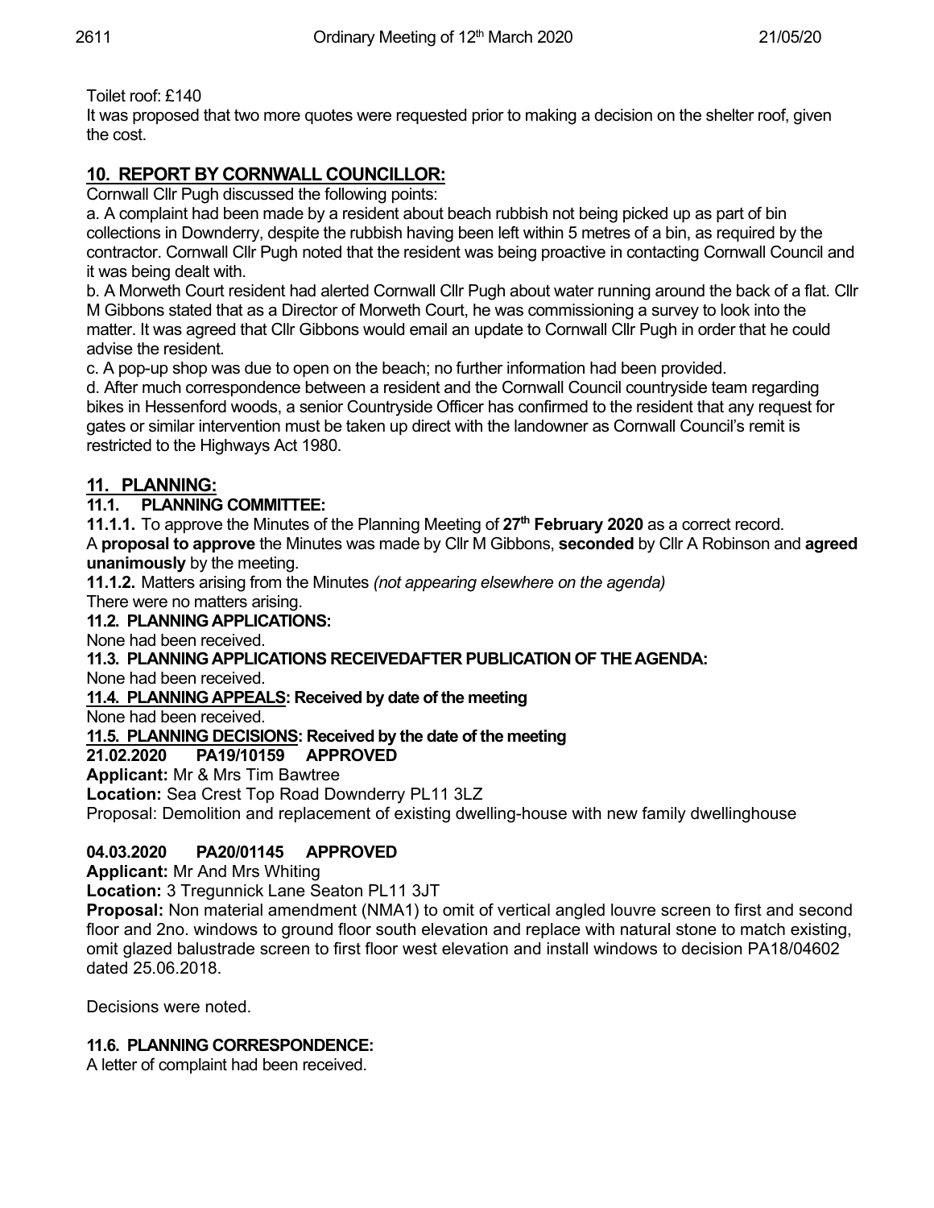Toilet roof: £140

It was proposed that two more quotes were requested prior to making a decision on the shelter roof, given the cost.

## 10. REPORT BY CORNWALL COUNCILLOR:

Cornwall Cllr Pugh discussed the following points:

a. A complaint had been made by a resident about beach rubbish not being picked up as part of bin collections in Downderry, despite the rubbish having been left within 5 metres of a bin, as required by the contractor. Cornwall Cllr Pugh noted that the resident was being proactive in contacting Cornwall Council and it was being dealt with.

b. A Morweth Court resident had alerted Cornwall Cllr Pugh about water running around the back of a flat. Cllr M Gibbons stated that as a Director of Morweth Court, he was commissioning a survey to look into the matter. It was agreed that Cllr Gibbons would email an update to Cornwall Cllr Pugh in order that he could advise the resident.

c. A pop-up shop was due to open on the beach; no further information had been provided.

d. After much correspondence between a resident and the Cornwall Council countryside team regarding bikes in Hessenford woods, a senior Countryside Officer has confirmed to the resident that any request for gates or similar intervention must be taken up direct with the landowner as Cornwall Council's remit is restricted to the Highways Act 1980.

## 11. PLANNING:

### 11.1. PLANNING COMMITTEE:

**11.1.1.** To approve the Minutes of the Planning Meeting of **27th February 2020** as a correct record.

A **proposal to approve** the Minutes was made by Cllr M Gibbons, **seconded** by Cllr A Robinson and **agreed unanimously** by the meeting.

**11.1.2.** Matters arising from the Minutes *(not appearing elsewhere on the agenda)*

There were no matters arising.

### 11.2. PLANNING APPLICATIONS:

None had been received.

### 11.3. PLANNING APPLICATIONS RECEIVEDAFTER PUBLICATION OF THE AGENDA:

None had been received.

### 11.4. PLANNING APPEALS: Received by date of the meeting

None had been received.

### 11.5. PLANNING DECISIONS: Received by the date of the meeting

**21.02.2020 PA19/10159 APPROVED**

**Applicant:** Mr & Mrs Tim Bawtree

**Location:** Sea Crest Top Road Downderry PL11 3LZ

Proposal: Demolition and replacement of existing dwelling-house with new family dwellinghouse

**04.03.2020 PA20/01145 APPROVED**

**Applicant:** Mr And Mrs Whiting

**Location:** 3 Tregunnick Lane Seaton PL11 3JT

**Proposal:** Non material amendment (NMA1) to omit of vertical angled louvre screen to first and second floor and 2no. windows to ground floor south elevation and replace with natural stone to match existing, omit glazed balustrade screen to first floor west elevation and install windows to decision PA18/04602 dated 25.06.2018.

Decisions were noted.

### 11.6. PLANNING CORRESPONDENCE:

A letter of complaint had been received.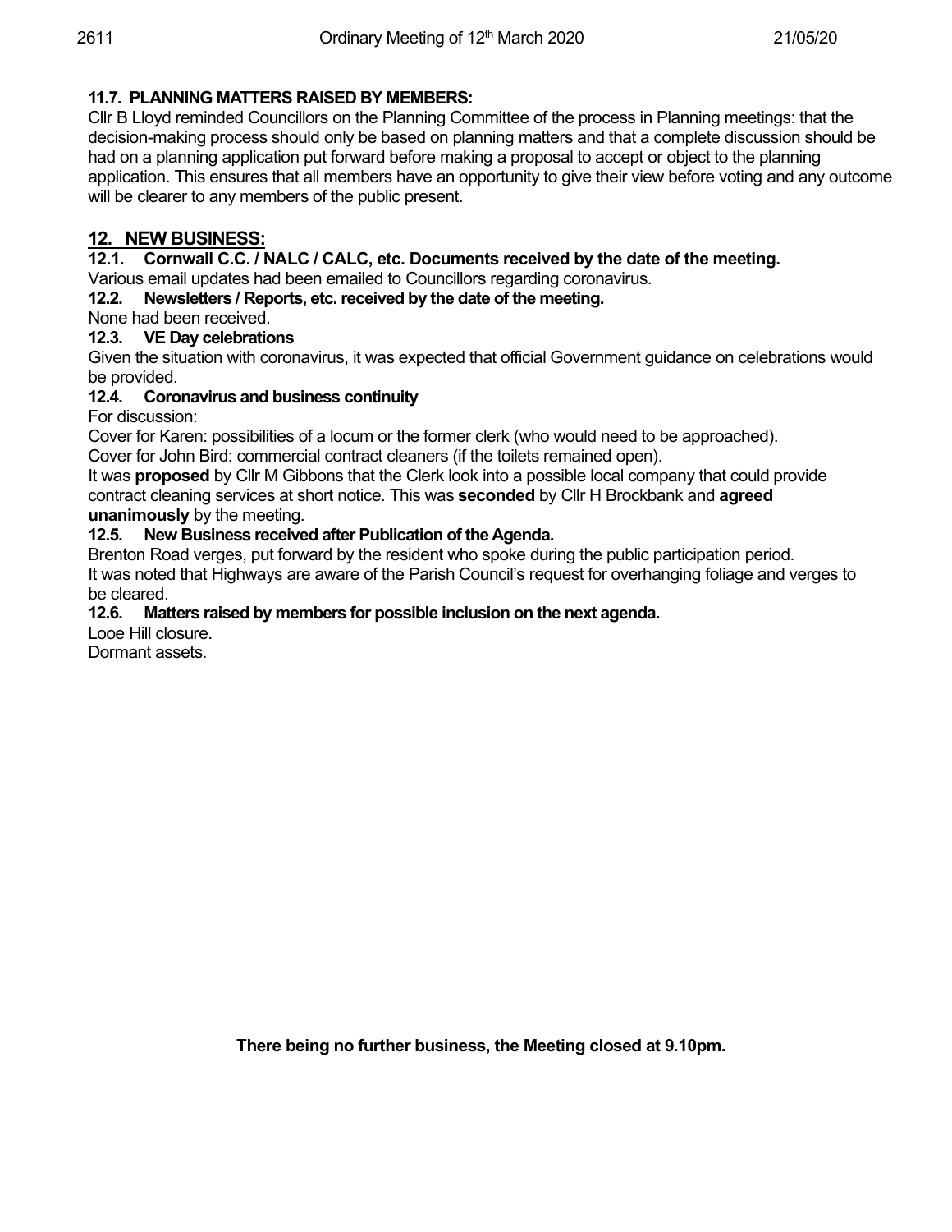### 11.7. PLANNING MATTERS RAISED BY MEMBERS:

Cllr B Lloyd reminded Councillors on the Planning Committee of the process in Planning meetings: that the decision-making process should only be based on planning matters and that a complete discussion should be had on a planning application put forward before making a proposal to accept or object to the planning application. This ensures that all members have an opportunity to give their view before voting and any outcome will be clearer to any members of the public present.

## 12. NEW BUSINESS:

### 12.1. Cornwall C.C. / NALC / CALC, etc. Documents received by the date of the meeting.

Various email updates had been emailed to Councillors regarding coronavirus.

### 12.2. Newsletters / Reports, etc. received by the date of the meeting.

None had been received.

### 12.3. VE Day celebrations

Given the situation with coronavirus, it was expected that official Government guidance on celebrations would be provided.

### 12.4. Coronavirus and business continuity

For discussion:

Cover for Karen: possibilities of a locum or the former clerk (who would need to be approached).

Cover for John Bird: commercial contract cleaners (if the toilets remained open).

It was **proposed** by Cllr M Gibbons that the Clerk look into a possible local company that could provide contract cleaning services at short notice. This was **seconded** by Cllr H Brockbank and **agreed unanimously** by the meeting.

### 12.5. New Business received after Publication of the Agenda.

Brenton Road verges, put forward by the resident who spoke during the public participation period.

It was noted that Highways are aware of the Parish Council's request for overhanging foliage and verges to be cleared.

### 12.6. Matters raised by members for possible inclusion on the next agenda.

Looe Hill closure.

Dormant assets.

**There being no further business, the Meeting closed at 9.10pm.**